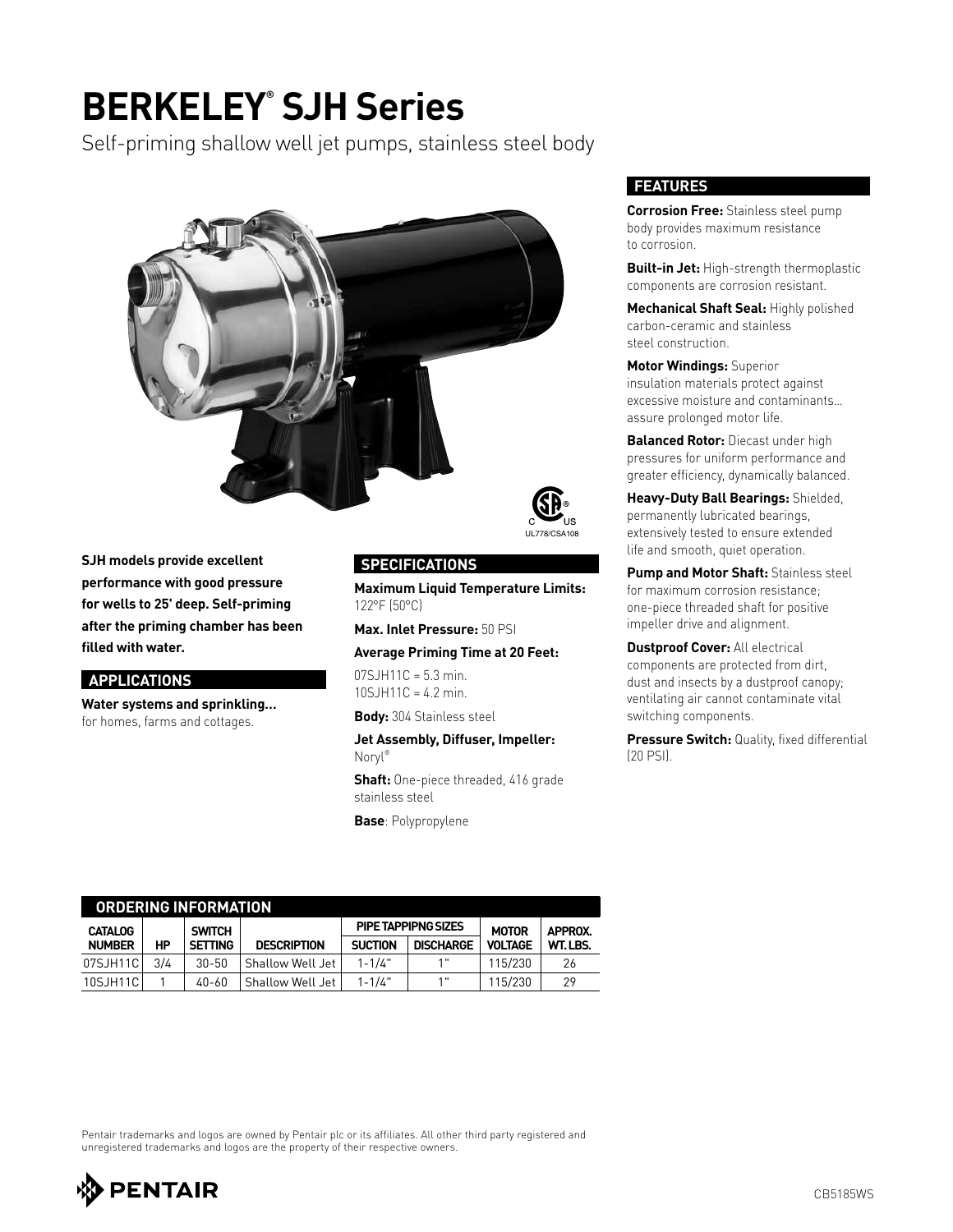# BERKELEY® SJH Series

Self-priming shallow well jet pumps, stainless steel body

UL778/CSA108

**SJH models provide excellent performance with good pressure for wells to 25' deep. Self-priming after the priming chamber has been filled with water.**

## APPLICATIONS

**Water systems and sprinkling…** for homes, farms and cottages.

## SPECIFICATIONS

**Maximum Liquid Temperature Limits:** 122°F (50°C)

**Max. Inlet Pressure:** 50 PSI

**Average Priming Time at 20 Feet:**

07SJH11C = 5.3 min.
10SJH11C = 4.2 min.

**Body:** 304 Stainless steel

**Jet Assembly, Diffuser, Impeller:** Noryl®

**Shaft:** One-piece threaded, 416 grade stainless steel

**Base**: Polypropylene

## FEATURES

**Corrosion Free:** Stainless steel pump body provides maximum resistance to corrosion.

**Built-in Jet:** High-strength thermoplastic components are corrosion resistant.

**Mechanical Shaft Seal:** Highly polished carbon-ceramic and stainless steel construction.

**Motor Windings:** Superior insulation materials protect against excessive moisture and contaminants… assure prolonged motor life.

**Balanced Rotor:** Diecast under high pressures for uniform performance and greater efficiency, dynamically balanced.

**Heavy-Duty Ball Bearings:** Shielded, permanently lubricated bearings, extensively tested to ensure extended life and smooth, quiet operation.

**Pump and Motor Shaft:** Stainless steel for maximum corrosion resistance; one-piece threaded shaft for positive impeller drive and alignment.

**Dustproof Cover:** All electrical components are protected from dirt, dust and insects by a dustproof canopy; ventilating air cannot contaminate vital switching components.

**Pressure Switch:** Quality, fixed differential (20 PSI).

## ORDERING INFORMATION

| CATALOG NUMBER | HP | SWITCH SETTING | DESCRIPTION | PIPE TAPPIPNG SIZES | | MOTOR VOLTAGE | APPROX. WT. LBS. |
|---|---|---|---|---|---|---|---|
| | | | | SUCTION | DISCHARGE | | |
| 07SJH11C | 3/4 | 30-50 | Shallow Well Jet | 1-1/4" | 1" | 115/230 | 26 |
| 10SJH11C | 1 | 40-60 | Shallow Well Jet | 1-1/4" | 1" | 115/230 | 29 |

Pentair trademarks and logos are owned by Pentair plc or its affiliates. All other third party registered and unregistered trademarks and logos are the property of their respective owners.

PENTAIR

CB5185WS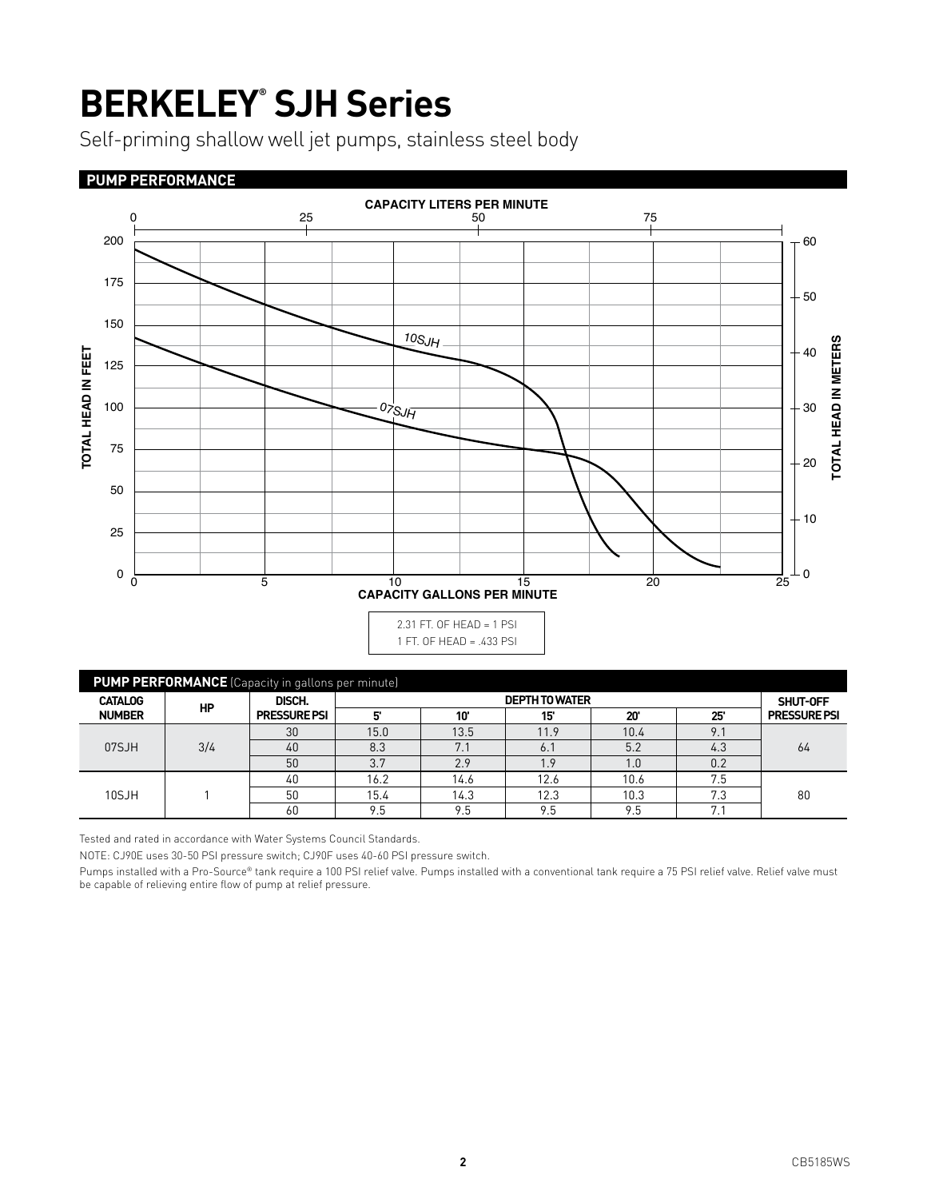# BERKELEY® SJH Series

Self-priming shallow well jet pumps, stainless steel body

## PUMP PERFORMANCE

2.31 FT. OF HEAD = 1 PSI
1 FT. OF HEAD = .433 PSI

**PUMP PERFORMANCE** (Capacity in gallons per minute)

| CATALOG NUMBER | HP | DISCH. PRESSURE PSI | DEPTH TO WATER | | | | | SHUT-OFF PRESSURE PSI |
|---|---|---|---|---|---|---|---|---|
| | | | 5' | 10' | 15' | 20' | 25' | |
| 07SJH | 3/4 | 30 | 15.0 | 13.5 | 11.9 | 10.4 | 9.1 | 64 |
| | | 40 | 8.3 | 7.1 | 6.1 | 5.2 | 4.3 | |
| | | 50 | 3.7 | 2.9 | 1.9 | 1.0 | 0.2 | |
| 10SJH | 1 | 40 | 16.2 | 14.6 | 12.6 | 10.6 | 7.5 | 80 |
| | | 50 | 15.4 | 14.3 | 12.3 | 10.3 | 7.3 | |
| | | 60 | 9.5 | 9.5 | 9.5 | 9.5 | 7.1 | |

Tested and rated in accordance with Water Systems Council Standards.

NOTE: CJ90E uses 30-50 PSI pressure switch; CJ90F uses 40-60 PSI pressure switch.

Pumps installed with a Pro-Source® tank require a 100 PSI relief valve. Pumps installed with a conventional tank require a 75 PSI relief valve. Relief valve must be capable of relieving entire flow of pump at relief pressure.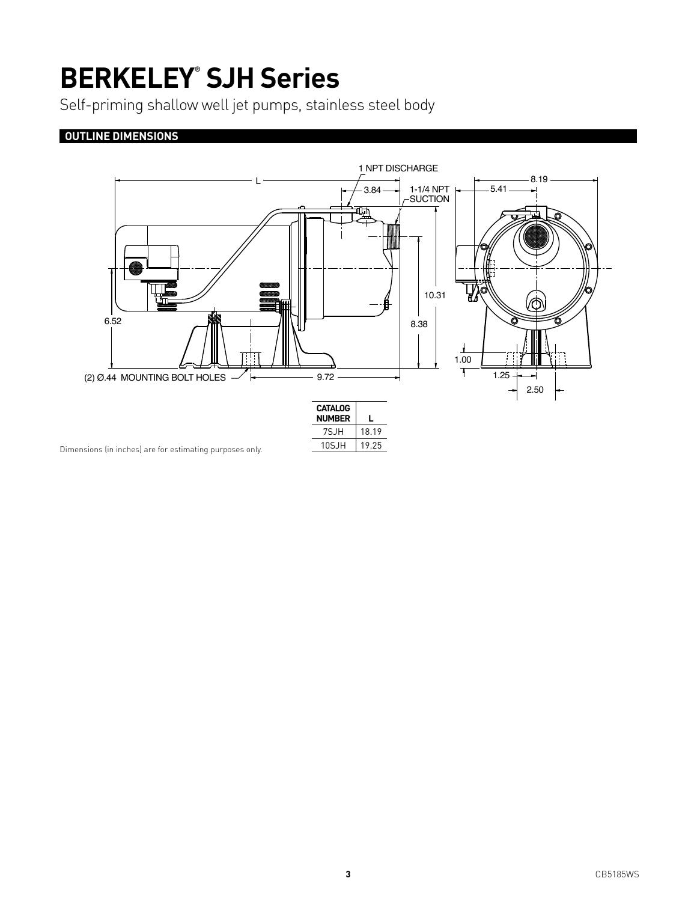# BERKELEY® SJH Series

Self-priming shallow well jet pumps, stainless steel body

## OUTLINE DIMENSIONS

1 NPT DISCHARGE

1-1/4 NPT SUCTION

(2) Ø.44 MOUNTING BOLT HOLES

| CATALOG NUMBER | L |
|---|---|
| 7SJH | 18.19 |
| 10SJH | 19.25 |

Dimensions (in inches) are for estimating purposes only.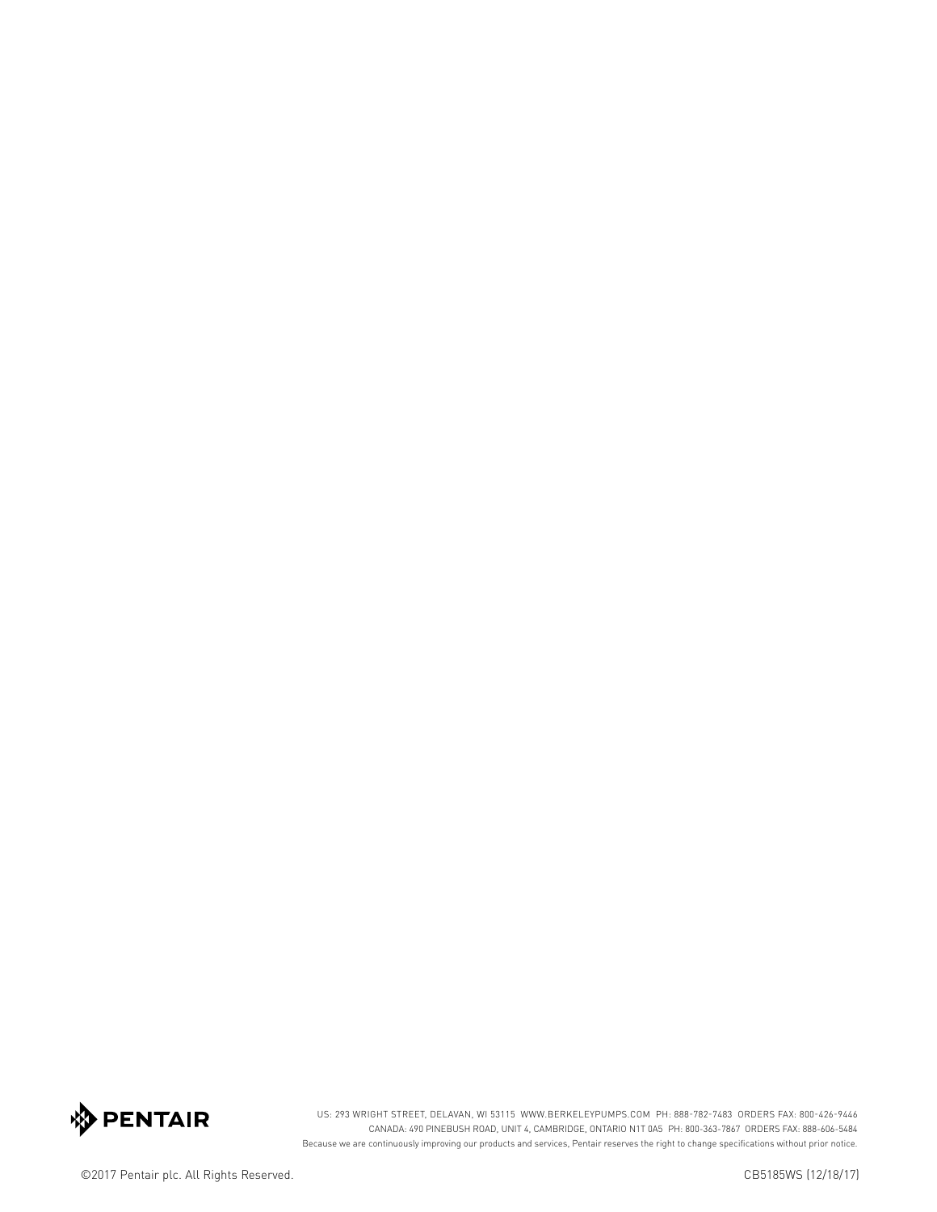PENTAIR

US: 293 WRIGHT STREET, DELAVAN, WI 53115 WWW.BERKELEYPUMPS.COM PH: 888-782-7483 ORDERS FAX: 800-426-9446
CANADA: 490 PINEBUSH ROAD, UNIT 4, CAMBRIDGE, ONTARIO N1T 0A5 PH: 800-363-7867 ORDERS FAX: 888-606-5484
Because we are continuously improving our products and services, Pentair reserves the right to change specifications without prior notice.

©2017 Pentair plc. All Rights Reserved.

CB5185WS (12/18/17)